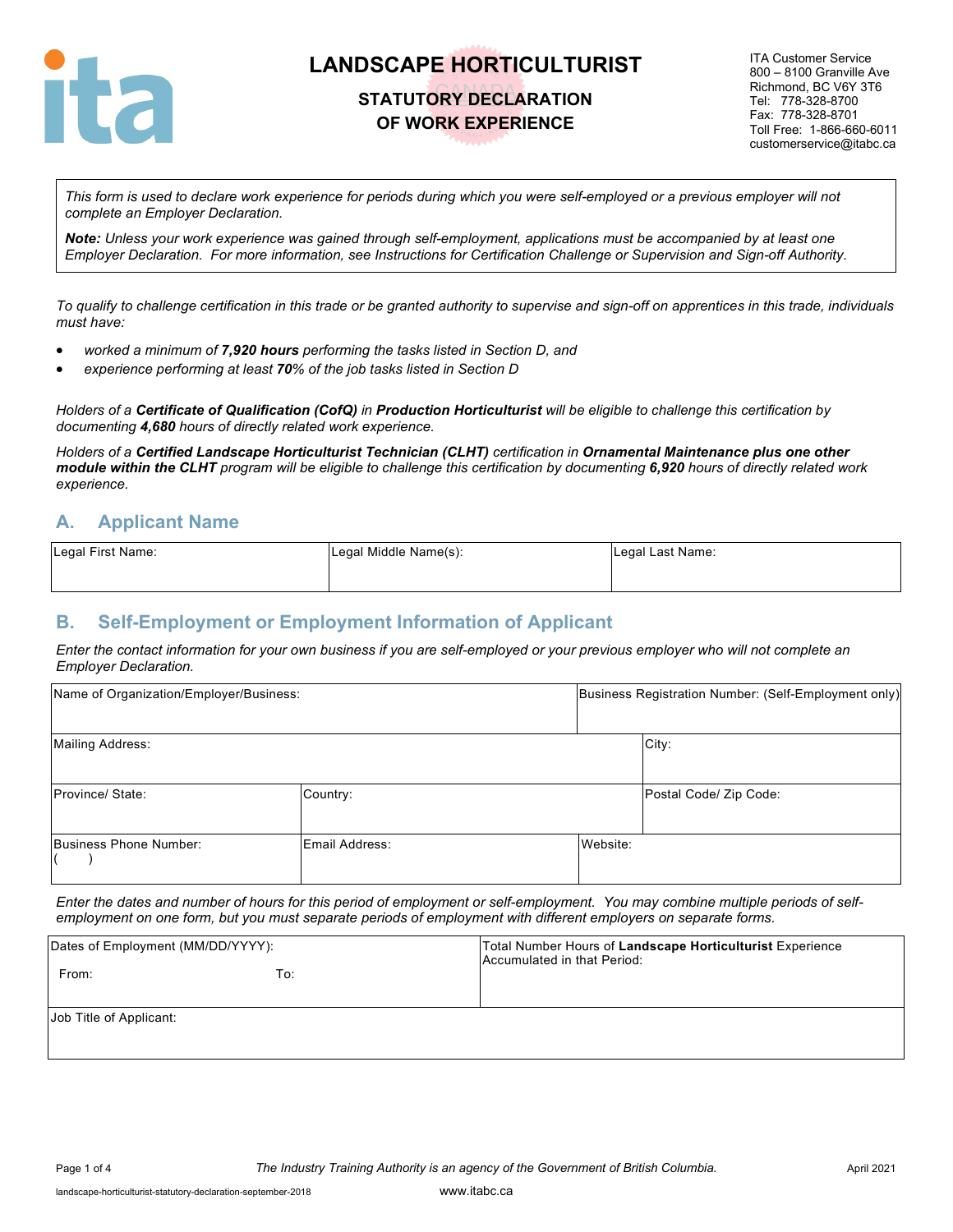# LANDSCAPE HORTICULTURIST

## STATUTORY DECLARATION OF WORK EXPERIENCE

ITA Customer Service
800 – 8100 Granville Ave
Richmond, BC V6Y 3T6
Tel: 778-328-8700
Fax: 778-328-8701
Toll Free: 1-866-660-6011
customerservice@itabc.ca

*This form is used to declare work experience for periods during which you were self-employed or a previous employer will not complete an Employer Declaration.*

***Note:*** *Unless your work experience was gained through self-employment, applications must be accompanied by at least one Employer Declaration. For more information, see Instructions for Certification Challenge or Supervision and Sign-off Authority.*

*To qualify to challenge certification in this trade or be granted authority to supervise and sign-off on apprentices in this trade, individuals must have:*

- *worked a minimum of* ***7,920 hours*** *performing the tasks listed in Section D, and*
- *experience performing at least* ***70%*** *of the job tasks listed in Section D*

*Holders of a* ***Certificate of Qualification (CofQ)*** *in* ***Production Horticulturist*** *will be eligible to challenge this certification by documenting* ***4,680*** *hours of directly related work experience.*

*Holders of a* ***Certified Landscape Horticulturist Technician (CLHT)*** *certification in* ***Ornamental Maintenance plus one other module within the CLHT*** *program will be eligible to challenge this certification by documenting* ***6,920*** *hours of directly related work experience.*

## A. Applicant Name

| Legal First Name: | Legal Middle Name(s): | Legal Last Name: |
|---|---|---|
| | | |

## B. Self-Employment or Employment Information of Applicant

*Enter the contact information for your own business if you are self-employed or your previous employer who will not complete an Employer Declaration.*

| Name of Organization/Employer/Business: | | Business Registration Number: (Self-Employment only) |
|---|---|---|
| Mailing Address: | | City: |
| Province/ State: | Country: | Postal Code/ Zip Code: |
| Business Phone Number: ( ) | Email Address: | Website: |

*Enter the dates and number of hours for this period of employment or self-employment. You may combine multiple periods of self-employment on one form, but you must separate periods of employment with different employers on separate forms.*

| Dates of Employment (MM/DD/YYYY): From: To: | Total Number Hours of **Landscape Horticulturist** Experience Accumulated in that Period: |
|---|---|
| Job Title of Applicant: | |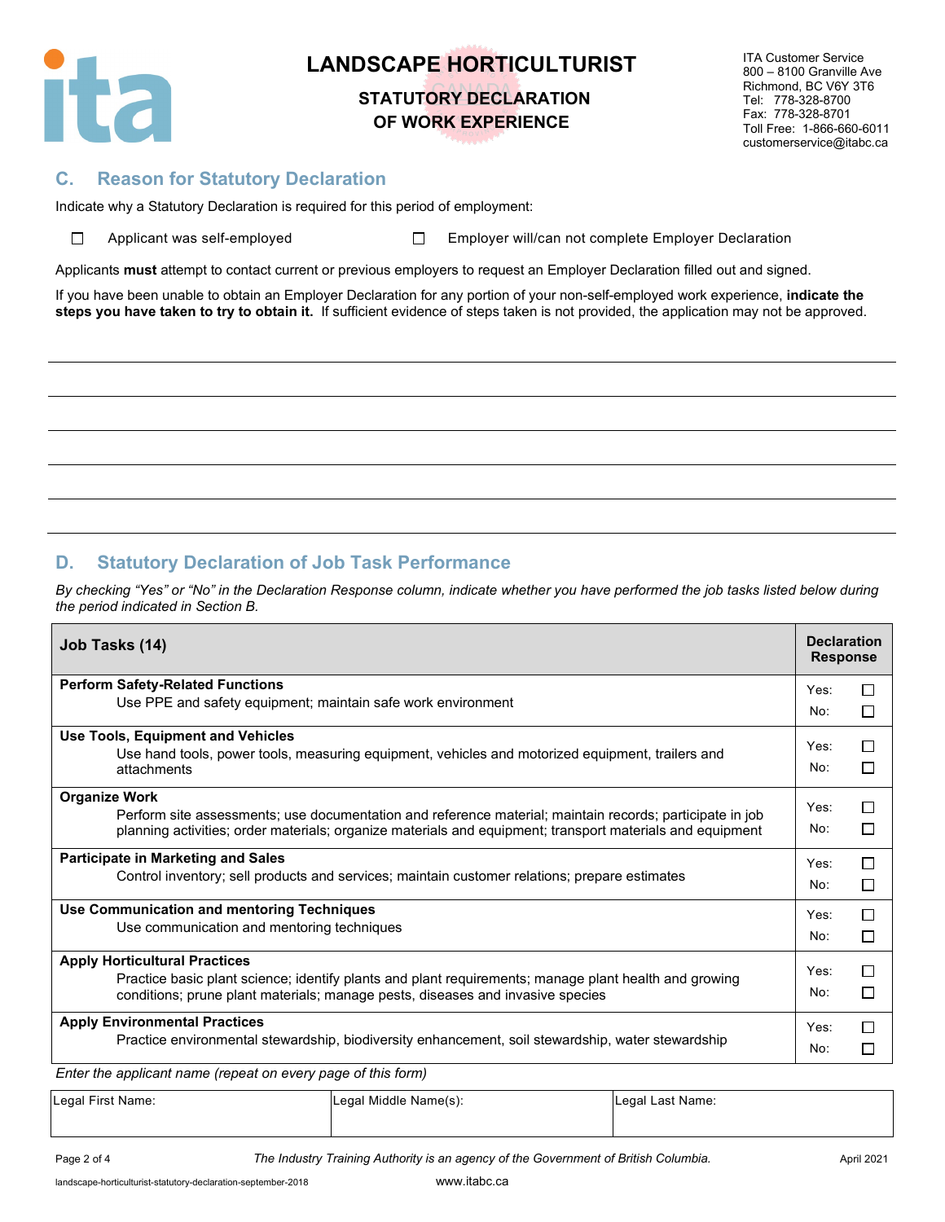# LANDSCAPE HORTICULTURIST

## STATUTORY DECLARATION OF WORK EXPERIENCE

ITA Customer Service
800 – 8100 Granville Ave
Richmond, BC V6Y 3T6
Tel: 778-328-8700
Fax: 778-328-8701
Toll Free: 1-866-660-6011
customerservice@itabc.ca

## C. Reason for Statutory Declaration

Indicate why a Statutory Declaration is required for this period of employment:

☐ Applicant was self-employed ☐ Employer will/can not complete Employer Declaration

Applicants **must** attempt to contact current or previous employers to request an Employer Declaration filled out and signed.

If you have been unable to obtain an Employer Declaration for any portion of your non-self-employed work experience, **indicate the steps you have taken to try to obtain it.** If sufficient evidence of steps taken is not provided, the application may not be approved.

______________________________________________________________________

______________________________________________________________________

______________________________________________________________________

______________________________________________________________________

______________________________________________________________________

## D. Statutory Declaration of Job Task Performance

*By checking "Yes" or "No" in the Declaration Response column, indicate whether you have performed the job tasks listed below during the period indicated in Section B.*

| Job Tasks (14) | Declaration Response |
|---|---|
| **Perform Safety-Related Functions**<br>Use PPE and safety equipment; maintain safe work environment | Yes: ☐<br>No: ☐ |
| **Use Tools, Equipment and Vehicles**<br>Use hand tools, power tools, measuring equipment, vehicles and motorized equipment, trailers and attachments | Yes: ☐<br>No: ☐ |
| **Organize Work**<br>Perform site assessments; use documentation and reference material; maintain records; participate in job planning activities; order materials; organize materials and equipment; transport materials and equipment | Yes: ☐<br>No: ☐ |
| **Participate in Marketing and Sales**<br>Control inventory; sell products and services; maintain customer relations; prepare estimates | Yes: ☐<br>No: ☐ |
| **Use Communication and mentoring Techniques**<br>Use communication and mentoring techniques | Yes: ☐<br>No: ☐ |
| **Apply Horticultural Practices**<br>Practice basic plant science; identify plants and plant requirements; manage plant health and growing conditions; prune plant materials; manage pests, diseases and invasive species | Yes: ☐<br>No: ☐ |
| **Apply Environmental Practices**<br>Practice environmental stewardship, biodiversity enhancement, soil stewardship, water stewardship | Yes: ☐<br>No: ☐ |

*Enter the applicant name (repeat on every page of this form)*

| Legal First Name: | Legal Middle Name(s): | Legal Last Name: |
|---|---|---|
| | | |

The Industry Training Authority is an agency of the Government of British Columbia.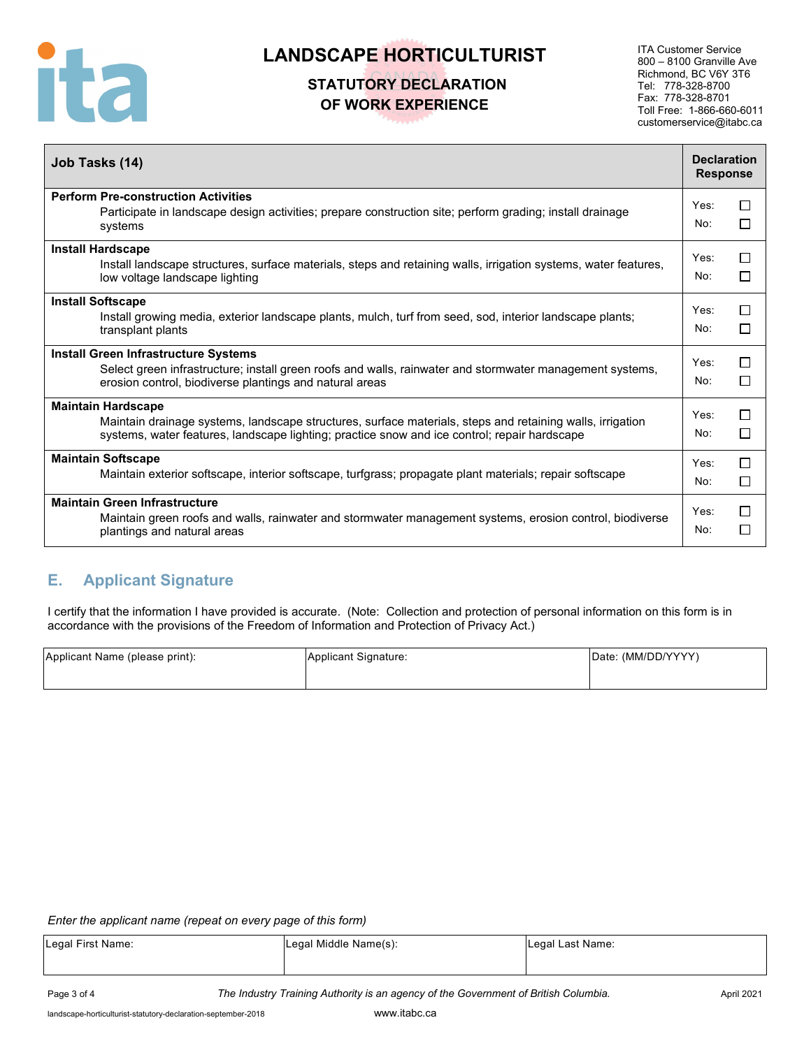# LANDSCAPE HORTICULTURIST

## STATUTORY DECLARATION OF WORK EXPERIENCE

ITA Customer Service
800 – 8100 Granville Ave
Richmond, BC V6Y 3T6
Tel: 778-328-8700
Fax: 778-328-8701
Toll Free: 1-866-660-6011
customerservice@itabc.ca

| Job Tasks (14) | Declaration Response |
|---|---|
| **Perform Pre-construction Activities**<br>Participate in landscape design activities; prepare construction site; perform grading; install drainage systems | Yes: ☐<br>No: ☐ |
| **Install Hardscape**<br>Install landscape structures, surface materials, steps and retaining walls, irrigation systems, water features, low voltage landscape lighting | Yes: ☐<br>No: ☐ |
| **Install Softscape**<br>Install growing media, exterior landscape plants, mulch, turf from seed, sod, interior landscape plants; transplant plants | Yes: ☐<br>No: ☐ |
| **Install Green Infrastructure Systems**<br>Select green infrastructure; install green roofs and walls, rainwater and stormwater management systems, erosion control, biodiverse plantings and natural areas | Yes: ☐<br>No: ☐ |
| **Maintain Hardscape**<br>Maintain drainage systems, landscape structures, surface materials, steps and retaining walls, irrigation systems, water features, landscape lighting; practice snow and ice control; repair hardscape | Yes: ☐<br>No: ☐ |
| **Maintain Softscape**<br>Maintain exterior softscape, interior softscape, turfgrass; propagate plant materials; repair softscape | Yes: ☐<br>No: ☐ |
| **Maintain Green Infrastructure**<br>Maintain green roofs and walls, rainwater and stormwater management systems, erosion control, biodiverse plantings and natural areas | Yes: ☐<br>No: ☐ |

## E. Applicant Signature

I certify that the information I have provided is accurate. (Note: Collection and protection of personal information on this form is in accordance with the provisions of the Freedom of Information and Protection of Privacy Act.)

| Applicant Name (please print): | Applicant Signature: | Date: (MM/DD/YYYY) |
|---|---|---|
| | | |

*Enter the applicant name (repeat on every page of this form)*

| Legal First Name: | Legal Middle Name(s): | Legal Last Name: |
|---|---|---|
| | | |

*The Industry Training Authority is an agency of the Government of British Columbia.*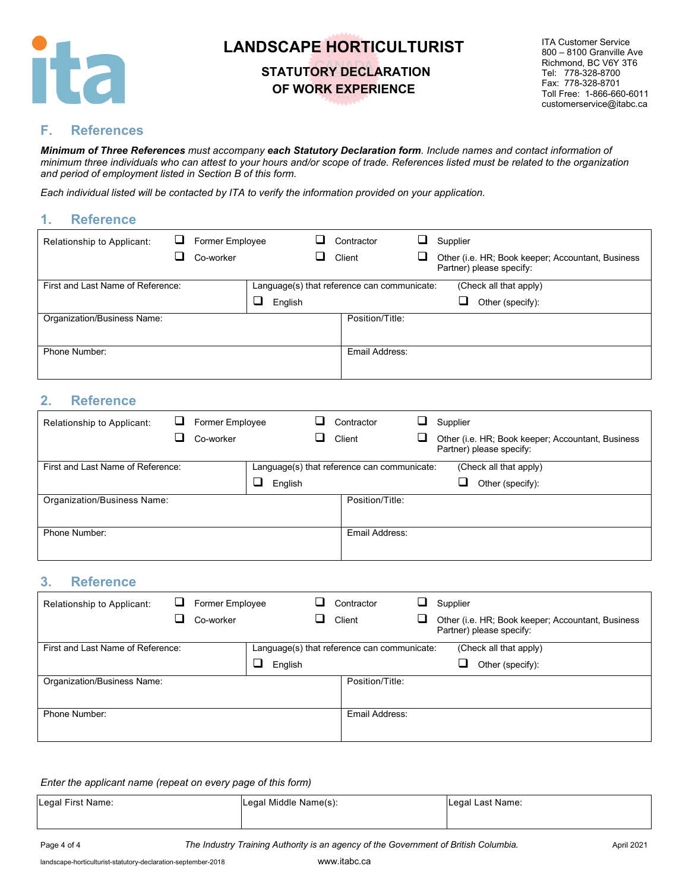# LANDSCAPE HORTICULTURIST

## STATUTORY DECLARATION OF WORK EXPERIENCE

ITA Customer Service
800 – 8100 Granville Ave
Richmond, BC V6Y 3T6
Tel: 778-328-8700
Fax: 778-328-8701
Toll Free: 1-866-660-6011
customerservice@itabc.ca

## F. References

***Minimum of Three References** must accompany **each Statutory Declaration form**. Include names and contact information of minimum three individuals who can attest to your hours and/or scope of trade. References listed must be related to the organization and period of employment listed in Section B of this form.*

*Each individual listed will be contacted by ITA to verify the information provided on your application.*

### 1. Reference

| | | |
|---|---|---|
| Relationship to Applicant: ❑ Former Employee ❑ Co-worker ❑ Contractor ❑ Client ❑ Supplier ❑ Other (i.e. HR; Book keeper; Accountant, Business Partner) please specify: | | |
| First and Last Name of Reference: | Language(s) that reference can communicate: (Check all that apply) ❑ English ❑ Other (specify): | |
| Organization/Business Name: | Position/Title: | |
| Phone Number: | Email Address: | |

### 2. Reference

| | | |
|---|---|---|
| Relationship to Applicant: ❑ Former Employee ❑ Co-worker ❑ Contractor ❑ Client ❑ Supplier ❑ Other (i.e. HR; Book keeper; Accountant, Business Partner) please specify: | | |
| First and Last Name of Reference: | Language(s) that reference can communicate: (Check all that apply) ❑ English ❑ Other (specify): | |
| Organization/Business Name: | Position/Title: | |
| Phone Number: | Email Address: | |

### 3. Reference

| | | |
|---|---|---|
| Relationship to Applicant: ❑ Former Employee ❑ Co-worker ❑ Contractor ❑ Client ❑ Supplier ❑ Other (i.e. HR; Book keeper; Accountant, Business Partner) please specify: | | |
| First and Last Name of Reference: | Language(s) that reference can communicate: (Check all that apply) ❑ English ❑ Other (specify): | |
| Organization/Business Name: | Position/Title: | |
| Phone Number: | Email Address: | |

*Enter the applicant name (repeat on every page of this form)*

| Legal First Name: | Legal Middle Name(s): | Legal Last Name: |
|---|---|---|
| | | |

*The Industry Training Authority is an agency of the Government of British Columbia.*

April 2021

landscape-horticulturist-statutory-declaration-september-2018

www.itabc.ca